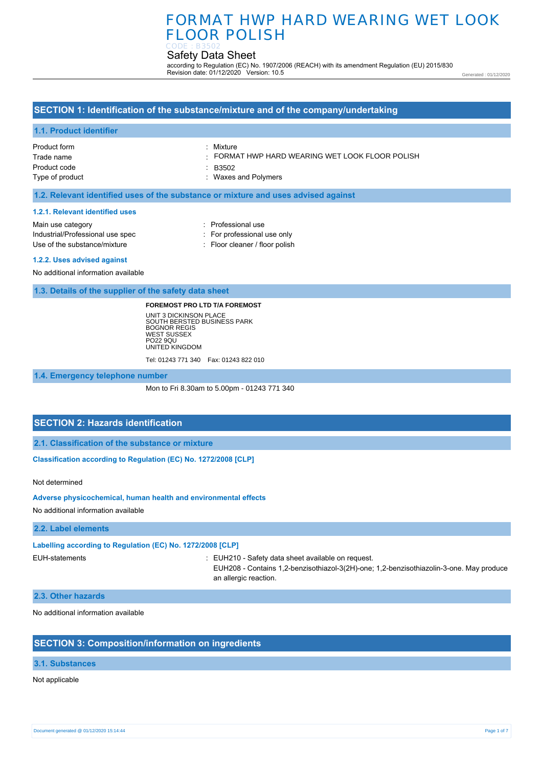# FORMAT HWP HARD WEARING WET LOOK FLOOR POLISH

CODE : B3502

Safety Data Sheet

according to Regulation (EC) No. 1907/2006 (REACH) with its amendment Regulation (EU) 2015/830
Revision date: 01/12/2020 Version: 10.5

Generated : 01/12/2020

## SECTION 1: Identification of the substance/mixture and of the company/undertaking

### 1.1. Product identifier

Product form : Mixture
Trade name : FORMAT HWP HARD WEARING WET LOOK FLOOR POLISH
Product code : B3502
Type of product : Waxes and Polymers

### 1.2. Relevant identified uses of the substance or mixture and uses advised against

#### 1.2.1. Relevant identified uses

Main use category : Professional use
Industrial/Professional use spec : For professional use only
Use of the substance/mixture : Floor cleaner / floor polish

#### 1.2.2. Uses advised against

No additional information available

### 1.3. Details of the supplier of the safety data sheet

**FOREMOST PRO LTD T/A FOREMOST**

UNIT 3 DICKINSON PLACE
SOUTH BERSTED BUSINESS PARK
BOGNOR REGIS
WEST SUSSEX
PO22 9QU
UNITED KINGDOM

Tel: 01243 771 340 Fax: 01243 822 010

### 1.4. Emergency telephone number

Mon to Fri 8.30am to 5.00pm - 01243 771 340

## SECTION 2: Hazards identification

### 2.1. Classification of the substance or mixture

#### Classification according to Regulation (EC) No. 1272/2008 [CLP]

Not determined

#### Adverse physicochemical, human health and environmental effects

No additional information available

### 2.2. Label elements

#### Labelling according to Regulation (EC) No. 1272/2008 [CLP]

EUH-statements : EUH210 - Safety data sheet available on request.
EUH208 - Contains 1,2-benzisothiazol-3(2H)-one; 1,2-benzisothiazolin-3-one. May produce an allergic reaction.

### 2.3. Other hazards

No additional information available

## SECTION 3: Composition/information on ingredients

### 3.1. Substances

Not applicable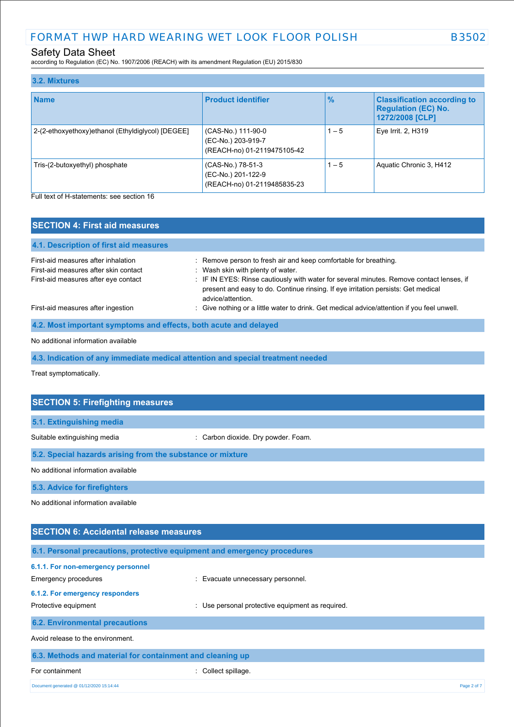### 3.2. Mixtures

| Name | Product identifier | % | Classification according to Regulation (EC) No. 1272/2008 [CLP] |
|---|---|---|---|
| 2-(2-ethoxyethoxy)ethanol (Ethyldiglycol) [DEGEE] | (CAS-No.) 111-90-0<br>(EC-No.) 203-919-7<br>(REACH-no) 01-2119475105-42 | 1 – 5 | Eye Irrit. 2, H319 |
| Tris-(2-butoxyethyl) phosphate | (CAS-No.) 78-51-3<br>(EC-No.) 201-122-9<br>(REACH-no) 01-2119485835-23 | 1 – 5 | Aquatic Chronic 3, H412 |

Full text of H-statements: see section 16

## SECTION 4: First aid measures

### 4.1. Description of first aid measures

First-aid measures after inhalation : Remove person to fresh air and keep comfortable for breathing.

First-aid measures after skin contact : Wash skin with plenty of water.

First-aid measures after eye contact : IF IN EYES: Rinse cautiously with water for several minutes. Remove contact lenses, if present and easy to do. Continue rinsing. If eye irritation persists: Get medical advice/attention.

First-aid measures after ingestion : Give nothing or a little water to drink. Get medical advice/attention if you feel unwell.

### 4.2. Most important symptoms and effects, both acute and delayed

No additional information available

### 4.3. Indication of any immediate medical attention and special treatment needed

Treat symptomatically.

## SECTION 5: Firefighting measures

### 5.1. Extinguishing media

Suitable extinguishing media : Carbon dioxide. Dry powder. Foam.

### 5.2. Special hazards arising from the substance or mixture

No additional information available

### 5.3. Advice for firefighters

No additional information available

## SECTION 6: Accidental release measures

### 6.1. Personal precautions, protective equipment and emergency procedures

#### 6.1.1. For non-emergency personnel

Emergency procedures : Evacuate unnecessary personnel.

#### 6.1.2. For emergency responders

Protective equipment : Use personal protective equipment as required.

### 6.2. Environmental precautions

Avoid release to the environment.

### 6.3. Methods and material for containment and cleaning up

For containment : Collect spillage.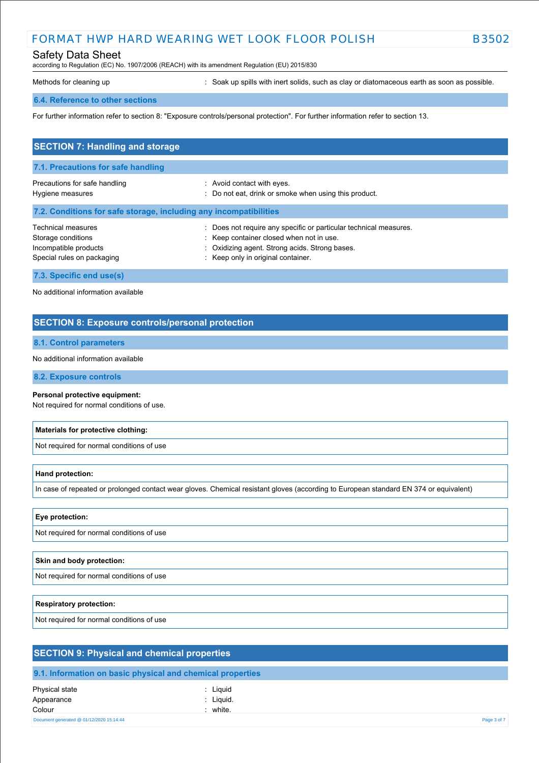Methods for cleaning up : Soak up spills with inert solids, such as clay or diatomaceous earth as soon as possible.

### 6.4. Reference to other sections

For further information refer to section 8: "Exposure controls/personal protection". For further information refer to section 13.

## SECTION 7: Handling and storage

### 7.1. Precautions for safe handling

Precautions for safe handling : Avoid contact with eyes.
Hygiene measures : Do not eat, drink or smoke when using this product.

### 7.2. Conditions for safe storage, including any incompatibilities

Technical measures : Does not require any specific or particular technical measures.
Storage conditions : Keep container closed when not in use.
Incompatible products : Oxidizing agent. Strong acids. Strong bases.
Special rules on packaging : Keep only in original container.

### 7.3. Specific end use(s)

No additional information available

## SECTION 8: Exposure controls/personal protection

### 8.1. Control parameters

No additional information available

### 8.2. Exposure controls

**Personal protective equipment:**
Not required for normal conditions of use.

| **Materials for protective clothing:** |
|---|
| Not required for normal conditions of use |

| **Hand protection:** |
|---|
| In case of repeated or prolonged contact wear gloves. Chemical resistant gloves (according to European standard EN 374 or equivalent) |

| **Eye protection:** |
|---|
| Not required for normal conditions of use |

| **Skin and body protection:** |
|---|
| Not required for normal conditions of use |

| **Respiratory protection:** |
|---|
| Not required for normal conditions of use |

## SECTION 9: Physical and chemical properties

### 9.1. Information on basic physical and chemical properties

Physical state : Liquid
Appearance : Liquid.
Colour : white.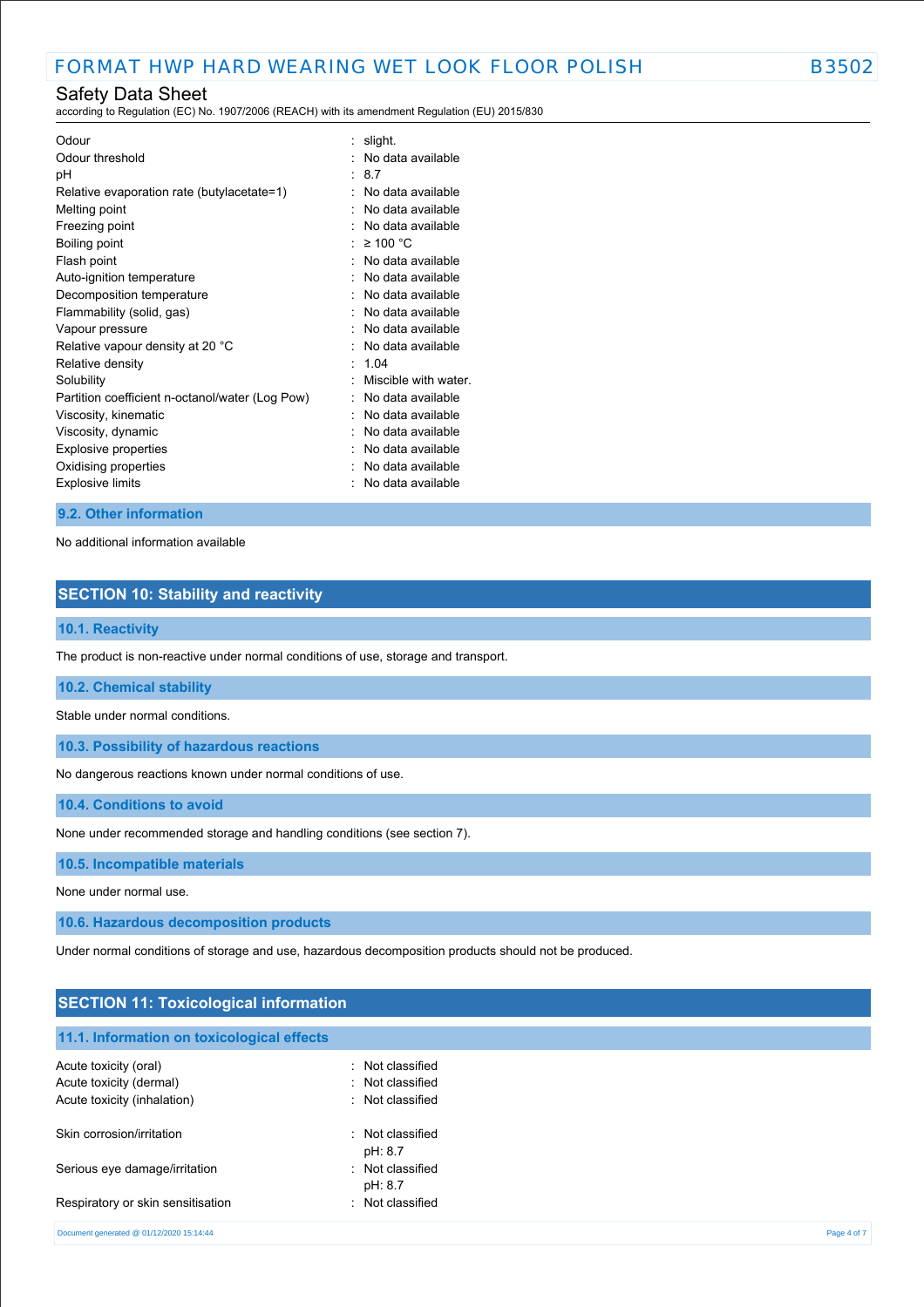| | |
|---|---|
| Odour | : slight. |
| Odour threshold | : No data available |
| pH | : 8.7 |
| Relative evaporation rate (butylacetate=1) | : No data available |
| Melting point | : No data available |
| Freezing point | : No data available |
| Boiling point | : ≥ 100 °C |
| Flash point | : No data available |
| Auto-ignition temperature | : No data available |
| Decomposition temperature | : No data available |
| Flammability (solid, gas) | : No data available |
| Vapour pressure | : No data available |
| Relative vapour density at 20 °C | : No data available |
| Relative density | : 1.04 |
| Solubility | : Miscible with water. |
| Partition coefficient n-octanol/water (Log Pow) | : No data available |
| Viscosity, kinematic | : No data available |
| Viscosity, dynamic | : No data available |
| Explosive properties | : No data available |
| Oxidising properties | : No data available |
| Explosive limits | : No data available |

### 9.2. Other information

No additional information available

## SECTION 10: Stability and reactivity

### 10.1. Reactivity

The product is non-reactive under normal conditions of use, storage and transport.

### 10.2. Chemical stability

Stable under normal conditions.

### 10.3. Possibility of hazardous reactions

No dangerous reactions known under normal conditions of use.

### 10.4. Conditions to avoid

None under recommended storage and handling conditions (see section 7).

### 10.5. Incompatible materials

None under normal use.

### 10.6. Hazardous decomposition products

Under normal conditions of storage and use, hazardous decomposition products should not be produced.

## SECTION 11: Toxicological information

### 11.1. Information on toxicological effects

| | |
|---|---|
| Acute toxicity (oral) | : Not classified |
| Acute toxicity (dermal) | : Not classified |
| Acute toxicity (inhalation) | : Not classified |
| Skin corrosion/irritation | : Not classified<br>pH: 8.7 |
| Serious eye damage/irritation | : Not classified<br>pH: 8.7 |
| Respiratory or skin sensitisation | : Not classified |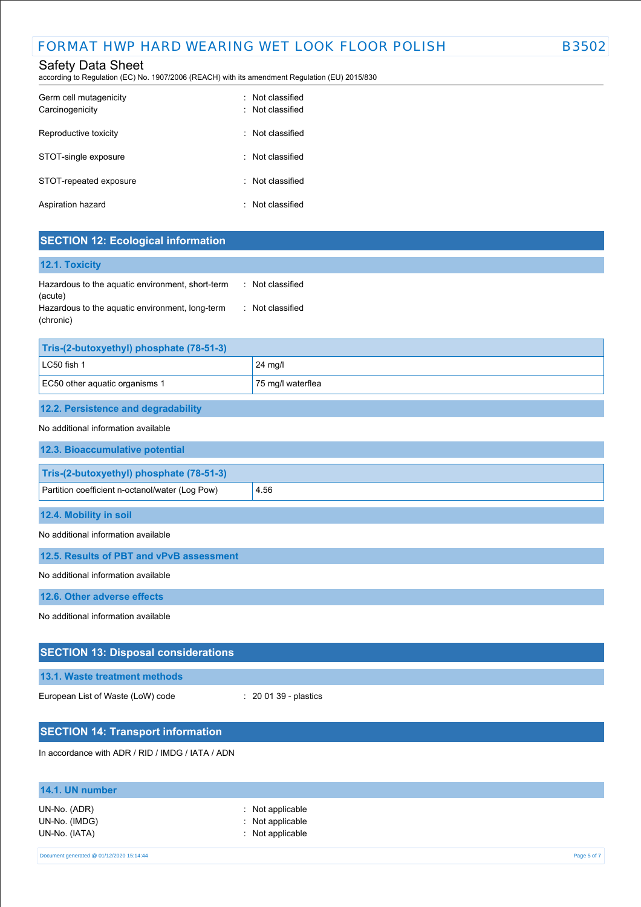Germ cell mutagenicity : Not classified
Carcinogenicity : Not classified

Reproductive toxicity : Not classified

STOT-single exposure : Not classified

STOT-repeated exposure : Not classified

Aspiration hazard : Not classified

## SECTION 12: Ecological information

### 12.1. Toxicity

Hazardous to the aquatic environment, short-term (acute) : Not classified
Hazardous to the aquatic environment, long-term (chronic) : Not classified

| Tris-(2-butoxyethyl) phosphate (78-51-3) | |
|---|---|
| LC50 fish 1 | 24 mg/l |
| EC50 other aquatic organisms 1 | 75 mg/l waterflea |

### 12.2. Persistence and degradability

No additional information available

### 12.3. Bioaccumulative potential

| Tris-(2-butoxyethyl) phosphate (78-51-3) | |
|---|---|
| Partition coefficient n-octanol/water (Log Pow) | 4.56 |

### 12.4. Mobility in soil

No additional information available

### 12.5. Results of PBT and vPvB assessment

No additional information available

### 12.6. Other adverse effects

No additional information available

## SECTION 13: Disposal considerations

### 13.1. Waste treatment methods

European List of Waste (LoW) code : 20 01 39 - plastics

## SECTION 14: Transport information

In accordance with ADR / RID / IMDG / IATA / ADN

### 14.1. UN number

UN-No. (ADR) : Not applicable
UN-No. (IMDG) : Not applicable
UN-No. (IATA) : Not applicable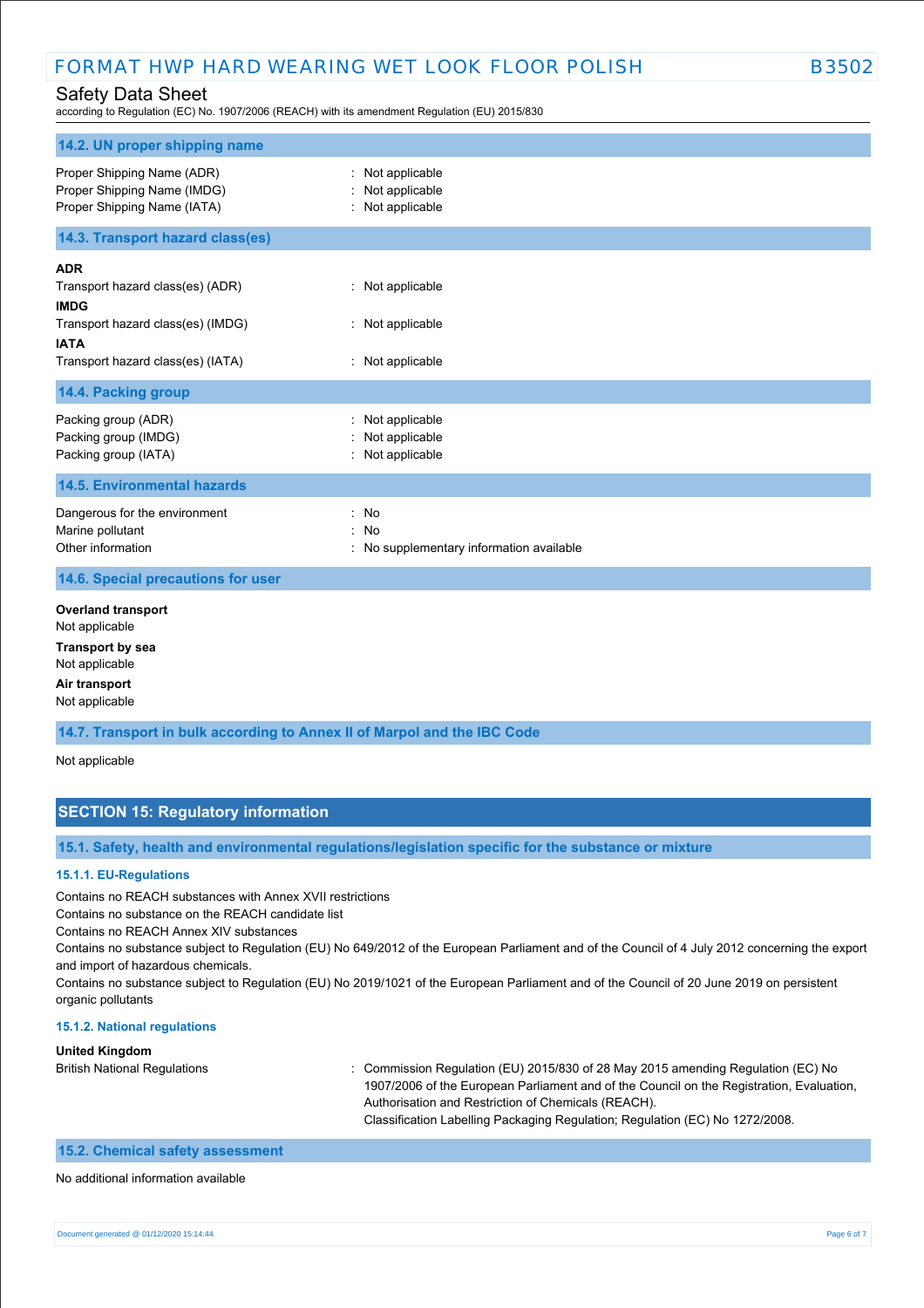### 14.2. UN proper shipping name

| | |
|---|---|
| Proper Shipping Name (ADR) | : Not applicable |
| Proper Shipping Name (IMDG) | : Not applicable |
| Proper Shipping Name (IATA) | : Not applicable |

### 14.3. Transport hazard class(es)

**ADR**

| | |
|---|---|
| Transport hazard class(es) (ADR) | : Not applicable |

**IMDG**

| | |
|---|---|
| Transport hazard class(es) (IMDG) | : Not applicable |

**IATA**

| | |
|---|---|
| Transport hazard class(es) (IATA) | : Not applicable |

### 14.4. Packing group

| | |
|---|---|
| Packing group (ADR) | : Not applicable |
| Packing group (IMDG) | : Not applicable |
| Packing group (IATA) | : Not applicable |

### 14.5. Environmental hazards

| | |
|---|---|
| Dangerous for the environment | : No |
| Marine pollutant | : No |
| Other information | : No supplementary information available |

### 14.6. Special precautions for user

**Overland transport**

Not applicable

**Transport by sea**

Not applicable

**Air transport**

Not applicable

### 14.7. Transport in bulk according to Annex II of Marpol and the IBC Code

Not applicable

## SECTION 15: Regulatory information

### 15.1. Safety, health and environmental regulations/legislation specific for the substance or mixture

#### 15.1.1. EU-Regulations

Contains no REACH substances with Annex XVII restrictions

Contains no substance on the REACH candidate list

Contains no REACH Annex XIV substances

Contains no substance subject to Regulation (EU) No 649/2012 of the European Parliament and of the Council of 4 July 2012 concerning the export and import of hazardous chemicals.

Contains no substance subject to Regulation (EU) No 2019/1021 of the European Parliament and of the Council of 20 June 2019 on persistent organic pollutants

#### 15.1.2. National regulations

**United Kingdom**

| | |
|---|---|
| British National Regulations | : Commission Regulation (EU) 2015/830 of 28 May 2015 amending Regulation (EC) No 1907/2006 of the European Parliament and of the Council on the Registration, Evaluation, Authorisation and Restriction of Chemicals (REACH). Classification Labelling Packaging Regulation; Regulation (EC) No 1272/2008. |

### 15.2. Chemical safety assessment

No additional information available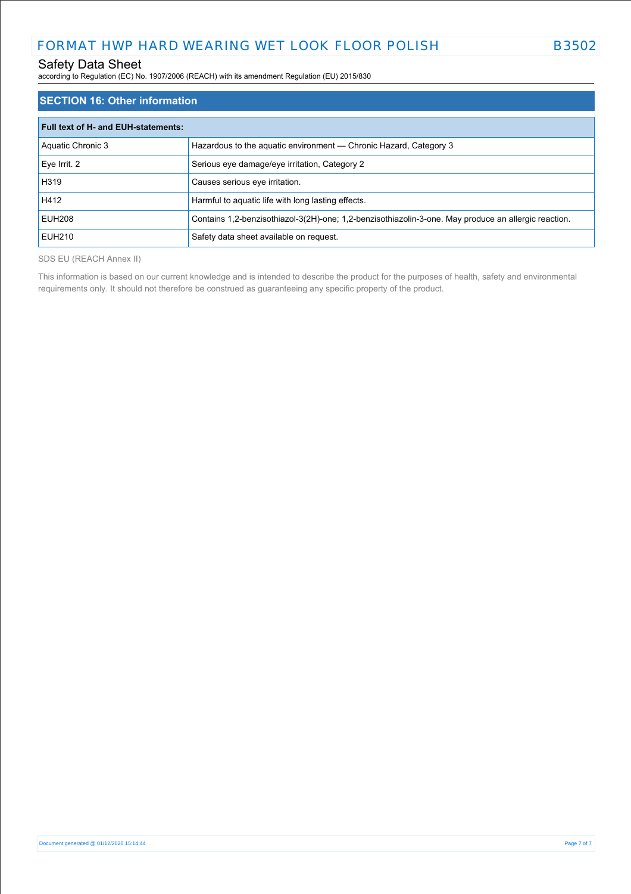## SECTION 16: Other information

| Full text of H- and EUH-statements: | |
|---|---|
| Aquatic Chronic 3 | Hazardous to the aquatic environment — Chronic Hazard, Category 3 |
| Eye Irrit. 2 | Serious eye damage/eye irritation, Category 2 |
| H319 | Causes serious eye irritation. |
| H412 | Harmful to aquatic life with long lasting effects. |
| EUH208 | Contains 1,2-benzisothiazol-3(2H)-one; 1,2-benzisothiazolin-3-one. May produce an allergic reaction. |
| EUH210 | Safety data sheet available on request. |

SDS EU (REACH Annex II)

This information is based on our current knowledge and is intended to describe the product for the purposes of health, safety and environmental requirements only. It should not therefore be construed as guaranteeing any specific property of the product.